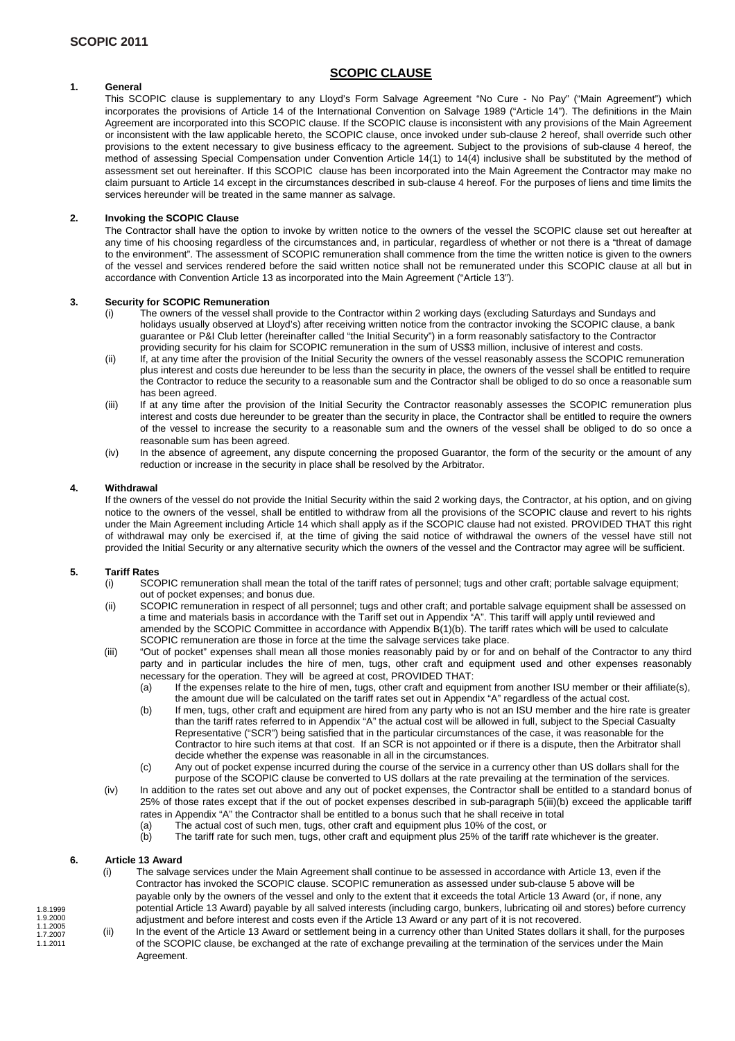# SCOPIC 2011

## SCOPIC CLAUSE

### 1. General

This SCOPIC clause is supplementary to any Lloyd's Form Salvage Agreement "No Cure - No Pay" ("Main Agreement") which incorporates the provisions of Article 14 of the International Convention on Salvage 1989 ("Article 14"). The definitions in the Main Agreement are incorporated into this SCOPIC clause. If the SCOPIC clause is inconsistent with any provisions of the Main Agreement or inconsistent with the law applicable hereto, the SCOPIC clause, once invoked under sub-clause 2 hereof, shall override such other provisions to the extent necessary to give business efficacy to the agreement. Subject to the provisions of sub-clause 4 hereof, the method of assessing Special Compensation under Convention Article 14(1) to 14(4) inclusive shall be substituted by the method of assessment set out hereinafter. If this SCOPIC clause has been incorporated into the Main Agreement the Contractor may make no claim pursuant to Article 14 except in the circumstances described in sub-clause 4 hereof. For the purposes of liens and time limits the services hereunder will be treated in the same manner as salvage.

### 2. Invoking the SCOPIC Clause

The Contractor shall have the option to invoke by written notice to the owners of the vessel the SCOPIC clause set out hereafter at any time of his choosing regardless of the circumstances and, in particular, regardless of whether or not there is a "threat of damage to the environment". The assessment of SCOPIC remuneration shall commence from the time the written notice is given to the owners of the vessel and services rendered before the said written notice shall not be remunerated under this SCOPIC clause at all but in accordance with Convention Article 13 as incorporated into the Main Agreement ("Article 13").

### 3. Security for SCOPIC Remuneration

(i) The owners of the vessel shall provide to the Contractor within 2 working days (excluding Saturdays and Sundays and holidays usually observed at Lloyd's) after receiving written notice from the contractor invoking the SCOPIC clause, a bank guarantee or P&I Club letter (hereinafter called "the Initial Security") in a form reasonably satisfactory to the Contractor providing security for his claim for SCOPIC remuneration in the sum of US$3 million, inclusive of interest and costs.

(ii) If, at any time after the provision of the Initial Security the owners of the vessel reasonably assess the SCOPIC remuneration plus interest and costs due hereunder to be less than the security in place, the owners of the vessel shall be entitled to require the Contractor to reduce the security to a reasonable sum and the Contractor shall be obliged to do so once a reasonable sum has been agreed.

(iii) If at any time after the provision of the Initial Security the Contractor reasonably assesses the SCOPIC remuneration plus interest and costs due hereunder to be greater than the security in place, the Contractor shall be entitled to require the owners of the vessel to increase the security to a reasonable sum and the owners of the vessel shall be obliged to do so once a reasonable sum has been agreed.

(iv) In the absence of agreement, any dispute concerning the proposed Guarantor, the form of the security or the amount of any reduction or increase in the security in place shall be resolved by the Arbitrator.

### 4. Withdrawal

If the owners of the vessel do not provide the Initial Security within the said 2 working days, the Contractor, at his option, and on giving notice to the owners of the vessel, shall be entitled to withdraw from all the provisions of the SCOPIC clause and revert to his rights under the Main Agreement including Article 14 which shall apply as if the SCOPIC clause had not existed. PROVIDED THAT this right of withdrawal may only be exercised if, at the time of giving the said notice of withdrawal the owners of the vessel have still not provided the Initial Security or any alternative security which the owners of the vessel and the Contractor may agree will be sufficient.

### 5. Tariff Rates

(i) SCOPIC remuneration shall mean the total of the tariff rates of personnel; tugs and other craft; portable salvage equipment; out of pocket expenses; and bonus due.

(ii) SCOPIC remuneration in respect of all personnel; tugs and other craft; and portable salvage equipment shall be assessed on a time and materials basis in accordance with the Tariff set out in Appendix "A". This tariff will apply until reviewed and amended by the SCOPIC Committee in accordance with Appendix B(1)(b). The tariff rates which will be used to calculate SCOPIC remuneration are those in force at the time the salvage services take place.

(iii) "Out of pocket" expenses shall mean all those monies reasonably paid by or for and on behalf of the Contractor to any third party and in particular includes the hire of men, tugs, other craft and equipment used and other expenses reasonably necessary for the operation. They will be agreed at cost, PROVIDED THAT:

- (a) If the expenses relate to the hire of men, tugs, other craft and equipment from another ISU member or their affiliate(s), the amount due will be calculated on the tariff rates set out in Appendix "A" regardless of the actual cost.
- (b) If men, tugs, other craft and equipment are hired from any party who is not an ISU member and the hire rate is greater than the tariff rates referred to in Appendix "A" the actual cost will be allowed in full, subject to the Special Casualty Representative ("SCR") being satisfied that in the particular circumstances of the case, it was reasonable for the Contractor to hire such items at that cost. If an SCR is not appointed or if there is a dispute, then the Arbitrator shall decide whether the expense was reasonable in all in the circumstances.
- (c) Any out of pocket expense incurred during the course of the service in a currency other than US dollars shall for the purpose of the SCOPIC clause be converted to US dollars at the rate prevailing at the termination of the services.

(iv) In addition to the rates set out above and any out of pocket expenses, the Contractor shall be entitled to a standard bonus of 25% of those rates except that if the out of pocket expenses described in sub-paragraph 5(iii)(b) exceed the applicable tariff rates in Appendix "A" the Contractor shall be entitled to a bonus such that he shall receive in total

- (a) The actual cost of such men, tugs, other craft and equipment plus 10% of the cost, or
- (b) The tariff rate for such men, tugs, other craft and equipment plus 25% of the tariff rate whichever is the greater.

### 6. Article 13 Award

(i) The salvage services under the Main Agreement shall continue to be assessed in accordance with Article 13, even if the Contractor has invoked the SCOPIC clause. SCOPIC remuneration as assessed under sub-clause 5 above will be payable only by the owners of the vessel and only to the extent that it exceeds the total Article 13 Award (or, if none, any potential Article 13 Award) payable by all salved interests (including cargo, bunkers, lubricating oil and stores) before currency adjustment and before interest and costs even if the Article 13 Award or any part of it is not recovered.

(ii) In the event of the Article 13 Award or settlement being in a currency other than United States dollars it shall, for the purposes of the SCOPIC clause, be exchanged at the rate of exchange prevailing at the termination of the services under the Main Agreement.

1.8.1999
1.9.2000
1.1.2005
1.7.2007
1.1.2011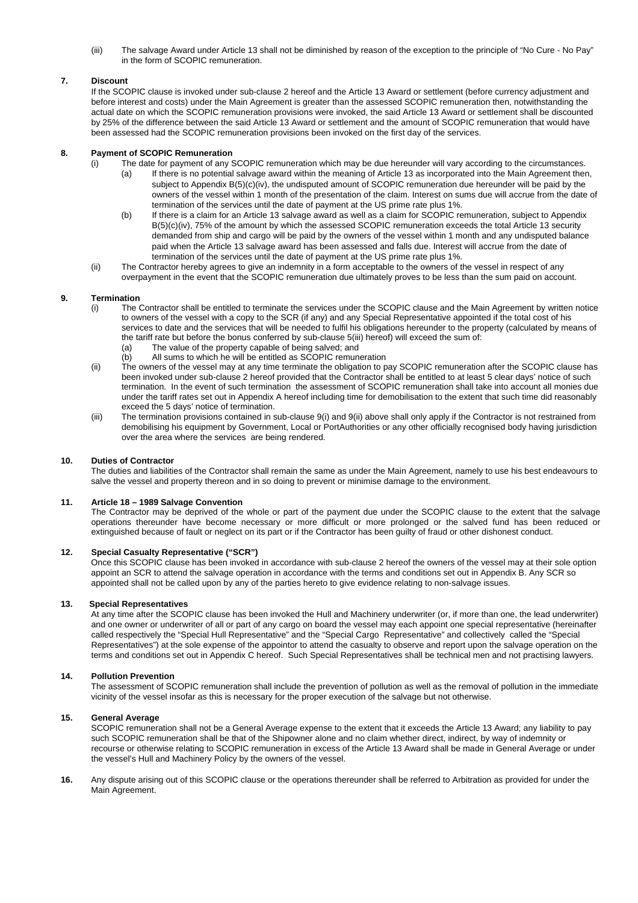(iii) The salvage Award under Article 13 shall not be diminished by reason of the exception to the principle of "No Cure - No Pay" in the form of SCOPIC remuneration.

**7. Discount**

If the SCOPIC clause is invoked under sub-clause 2 hereof and the Article 13 Award or settlement (before currency adjustment and before interest and costs) under the Main Agreement is greater than the assessed SCOPIC remuneration then, notwithstanding the actual date on which the SCOPIC remuneration provisions were invoked, the said Article 13 Award or settlement shall be discounted by 25% of the difference between the said Article 13 Award or settlement and the amount of SCOPIC remuneration that would have been assessed had the SCOPIC remuneration provisions been invoked on the first day of the services.

**8. Payment of SCOPIC Remuneration**

(i) The date for payment of any SCOPIC remuneration which may be due hereunder will vary according to the circumstances.

(a) If there is no potential salvage award within the meaning of Article 13 as incorporated into the Main Agreement then, subject to Appendix B(5)(c)(iv), the undisputed amount of SCOPIC remuneration due hereunder will be paid by the owners of the vessel within 1 month of the presentation of the claim. Interest on sums due will accrue from the date of termination of the services until the date of payment at the US prime rate plus 1%.

(b) If there is a claim for an Article 13 salvage award as well as a claim for SCOPIC remuneration, subject to Appendix B(5)(c)(iv), 75% of the amount by which the assessed SCOPIC remuneration exceeds the total Article 13 security demanded from ship and cargo will be paid by the owners of the vessel within 1 month and any undisputed balance paid when the Article 13 salvage award has been assessed and falls due. Interest will accrue from the date of termination of the services until the date of payment at the US prime rate plus 1%.

(ii) The Contractor hereby agrees to give an indemnity in a form acceptable to the owners of the vessel in respect of any overpayment in the event that the SCOPIC remuneration due ultimately proves to be less than the sum paid on account.

**9. Termination**

(i) The Contractor shall be entitled to terminate the services under the SCOPIC clause and the Main Agreement by written notice to owners of the vessel with a copy to the SCR (if any) and any Special Representative appointed if the total cost of his services to date and the services that will be needed to fulfil his obligations hereunder to the property (calculated by means of the tariff rate but before the bonus conferred by sub-clause 5(iii) hereof) will exceed the sum of:

(a) The value of the property capable of being salved; and

(b) All sums to which he will be entitled as SCOPIC remuneration

(ii) The owners of the vessel may at any time terminate the obligation to pay SCOPIC remuneration after the SCOPIC clause has been invoked under sub-clause 2 hereof provided that the Contractor shall be entitled to at least 5 clear days' notice of such termination. In the event of such termination the assessment of SCOPIC remuneration shall take into account all monies due under the tariff rates set out in Appendix A hereof including time for demobilisation to the extent that such time did reasonably exceed the 5 days' notice of termination.

(iii) The termination provisions contained in sub-clause 9(i) and 9(ii) above shall only apply if the Contractor is not restrained from demobilising his equipment by Government, Local or PortAuthorities or any other officially recognised body having jurisdiction over the area where the services are being rendered.

**10. Duties of Contractor**

The duties and liabilities of the Contractor shall remain the same as under the Main Agreement, namely to use his best endeavours to salve the vessel and property thereon and in so doing to prevent or minimise damage to the environment.

**11. Article 18 – 1989 Salvage Convention**

The Contractor may be deprived of the whole or part of the payment due under the SCOPIC clause to the extent that the salvage operations thereunder have become necessary or more difficult or more prolonged or the salved fund has been reduced or extinguished because of fault or neglect on its part or if the Contractor has been guilty of fraud or other dishonest conduct.

**12. Special Casualty Representative ("SCR")**

Once this SCOPIC clause has been invoked in accordance with sub-clause 2 hereof the owners of the vessel may at their sole option appoint an SCR to attend the salvage operation in accordance with the terms and conditions set out in Appendix B. Any SCR so appointed shall not be called upon by any of the parties hereto to give evidence relating to non-salvage issues.

**13. Special Representatives**

At any time after the SCOPIC clause has been invoked the Hull and Machinery underwriter (or, if more than one, the lead underwriter) and one owner or underwriter of all or part of any cargo on board the vessel may each appoint one special representative (hereinafter called respectively the "Special Hull Representative" and the "Special Cargo Representative" and collectively called the "Special Representatives") at the sole expense of the appointor to attend the casualty to observe and report upon the salvage operation on the terms and conditions set out in Appendix C hereof. Such Special Representatives shall be technical men and not practising lawyers.

**14. Pollution Prevention**

The assessment of SCOPIC remuneration shall include the prevention of pollution as well as the removal of pollution in the immediate vicinity of the vessel insofar as this is necessary for the proper execution of the salvage but not otherwise.

**15. General Average**

SCOPIC remuneration shall not be a General Average expense to the extent that it exceeds the Article 13 Award; any liability to pay such SCOPIC remuneration shall be that of the Shipowner alone and no claim whether direct, indirect, by way of indemnity or recourse or otherwise relating to SCOPIC remuneration in excess of the Article 13 Award shall be made in General Average or under the vessel's Hull and Machinery Policy by the owners of the vessel.

**16.** Any dispute arising out of this SCOPIC clause or the operations thereunder shall be referred to Arbitration as provided for under the Main Agreement.